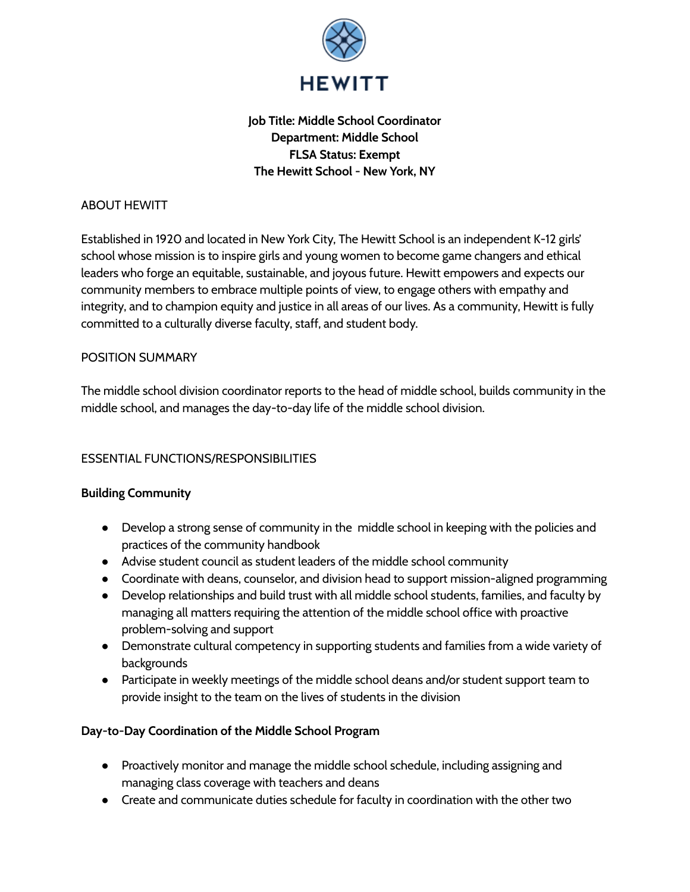**Job Title: Middle School Coordinator**
**Department: Middle School**
**FLSA Status: Exempt**
**The Hewitt School - New York, NY**

ABOUT HEWITT

Established in 1920 and located in New York City, The Hewitt School is an independent K-12 girls' school whose mission is to inspire girls and young women to become game changers and ethical leaders who forge an equitable, sustainable, and joyous future. Hewitt empowers and expects our community members to embrace multiple points of view, to engage others with empathy and integrity, and to champion equity and justice in all areas of our lives. As a community, Hewitt is fully committed to a culturally diverse faculty, staff, and student body.

POSITION SUMMARY

The middle school division coordinator reports to the head of middle school, builds community in the middle school, and manages the day-to-day life of the middle school division.

ESSENTIAL FUNCTIONS/RESPONSIBILITIES

**Building Community**

- Develop a strong sense of community in the middle school in keeping with the policies and practices of the community handbook
- Advise student council as student leaders of the middle school community
- Coordinate with deans, counselor, and division head to support mission-aligned programming
- Develop relationships and build trust with all middle school students, families, and faculty by managing all matters requiring the attention of the middle school office with proactive problem-solving and support
- Demonstrate cultural competency in supporting students and families from a wide variety of backgrounds
- Participate in weekly meetings of the middle school deans and/or student support team to provide insight to the team on the lives of students in the division

**Day-to-Day Coordination of the Middle School Program**

- Proactively monitor and manage the middle school schedule, including assigning and managing class coverage with teachers and deans
- Create and communicate duties schedule for faculty in coordination with the other two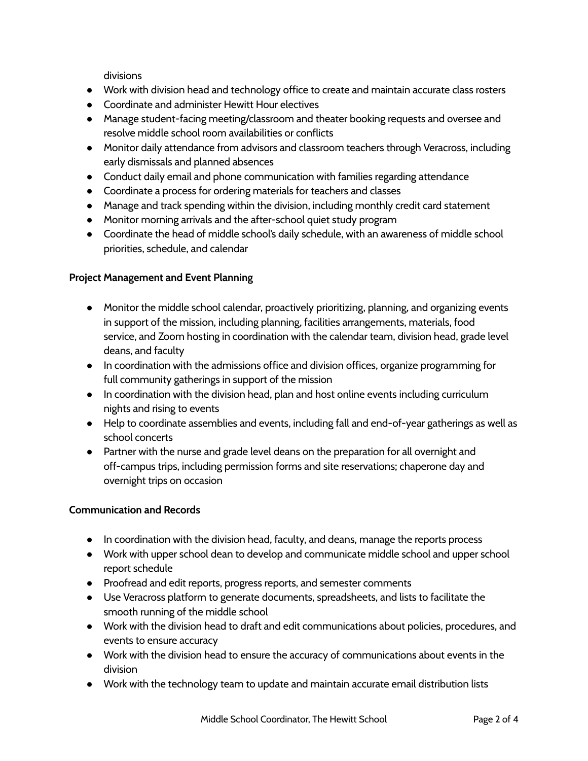divisions

- Work with division head and technology office to create and maintain accurate class rosters
- Coordinate and administer Hewitt Hour electives
- Manage student-facing meeting/classroom and theater booking requests and oversee and resolve middle school room availabilities or conflicts
- Monitor daily attendance from advisors and classroom teachers through Veracross, including early dismissals and planned absences
- Conduct daily email and phone communication with families regarding attendance
- Coordinate a process for ordering materials for teachers and classes
- Manage and track spending within the division, including monthly credit card statement
- Monitor morning arrivals and the after-school quiet study program
- Coordinate the head of middle school's daily schedule, with an awareness of middle school priorities, schedule, and calendar

**Project Management and Event Planning**

- Monitor the middle school calendar, proactively prioritizing, planning, and organizing events in support of the mission, including planning, facilities arrangements, materials, food service, and Zoom hosting in coordination with the calendar team, division head, grade level deans, and faculty
- In coordination with the admissions office and division offices, organize programming for full community gatherings in support of the mission
- In coordination with the division head, plan and host online events including curriculum nights and rising to events
- Help to coordinate assemblies and events, including fall and end-of-year gatherings as well as school concerts
- Partner with the nurse and grade level deans on the preparation for all overnight and off-campus trips, including permission forms and site reservations; chaperone day and overnight trips on occasion

**Communication and Records**

- In coordination with the division head, faculty, and deans, manage the reports process
- Work with upper school dean to develop and communicate middle school and upper school report schedule
- Proofread and edit reports, progress reports, and semester comments
- Use Veracross platform to generate documents, spreadsheets, and lists to facilitate the smooth running of the middle school
- Work with the division head to draft and edit communications about policies, procedures, and events to ensure accuracy
- Work with the division head to ensure the accuracy of communications about events in the division
- Work with the technology team to update and maintain accurate email distribution lists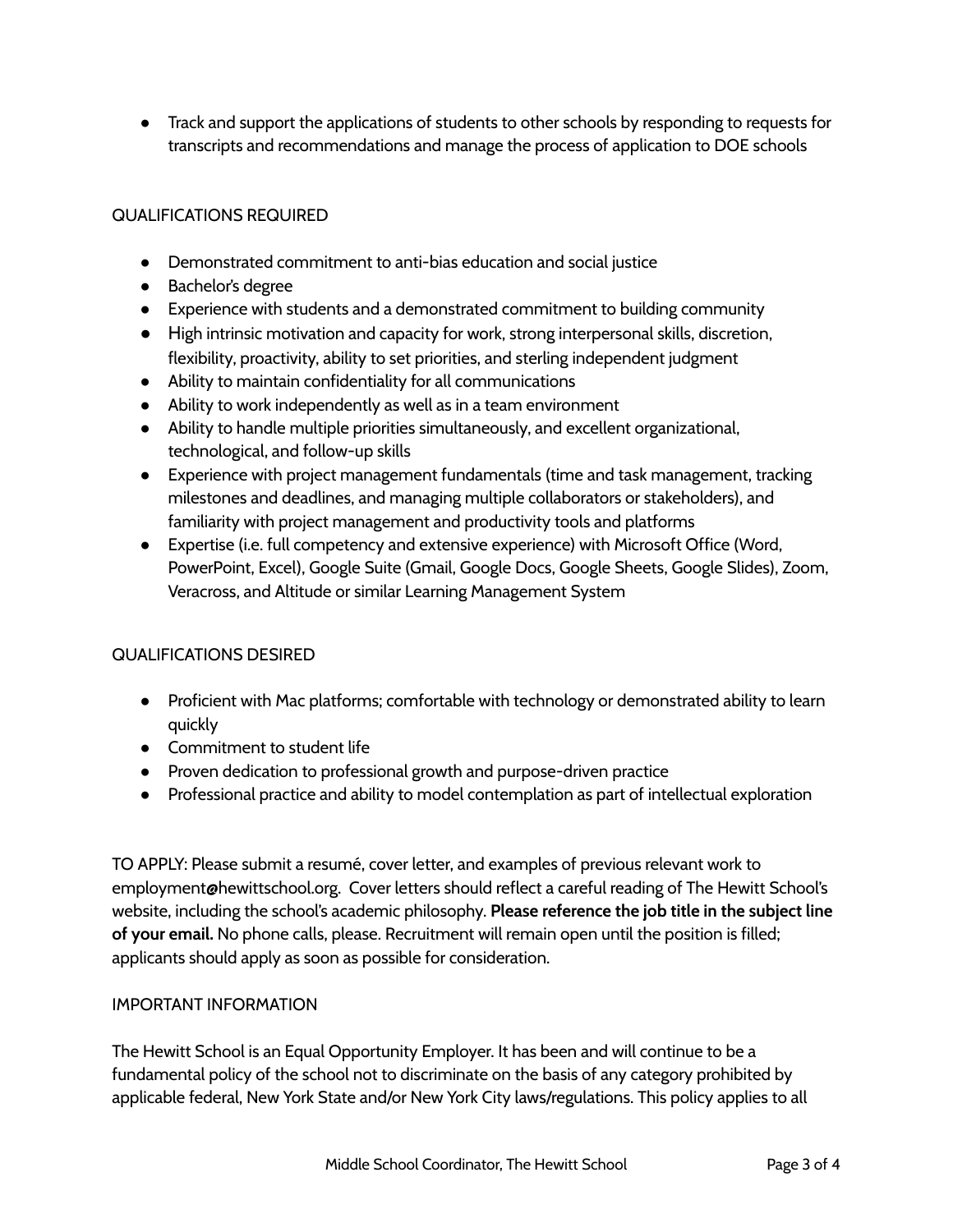- Track and support the applications of students to other schools by responding to requests for transcripts and recommendations and manage the process of application to DOE schools

QUALIFICATIONS REQUIRED

- Demonstrated commitment to anti-bias education and social justice
- Bachelor's degree
- Experience with students and a demonstrated commitment to building community
- High intrinsic motivation and capacity for work, strong interpersonal skills, discretion, flexibility, proactivity, ability to set priorities, and sterling independent judgment
- Ability to maintain confidentiality for all communications
- Ability to work independently as well as in a team environment
- Ability to handle multiple priorities simultaneously, and excellent organizational, technological, and follow-up skills
- Experience with project management fundamentals (time and task management, tracking milestones and deadlines, and managing multiple collaborators or stakeholders), and familiarity with project management and productivity tools and platforms
- Expertise (i.e. full competency and extensive experience) with Microsoft Office (Word, PowerPoint, Excel), Google Suite (Gmail, Google Docs, Google Sheets, Google Slides), Zoom, Veracross, and Altitude or similar Learning Management System

QUALIFICATIONS DESIRED

- Proficient with Mac platforms; comfortable with technology or demonstrated ability to learn quickly
- Commitment to student life
- Proven dedication to professional growth and purpose-driven practice
- Professional practice and ability to model contemplation as part of intellectual exploration

TO APPLY: Please submit a resumé, cover letter, and examples of previous relevant work to employment@hewittschool.org. Cover letters should reflect a careful reading of The Hewitt School's website, including the school's academic philosophy. **Please reference the job title in the subject line of your email.** No phone calls, please. Recruitment will remain open until the position is filled; applicants should apply as soon as possible for consideration.

IMPORTANT INFORMATION

The Hewitt School is an Equal Opportunity Employer. It has been and will continue to be a fundamental policy of the school not to discriminate on the basis of any category prohibited by applicable federal, New York State and/or New York City laws/regulations. This policy applies to all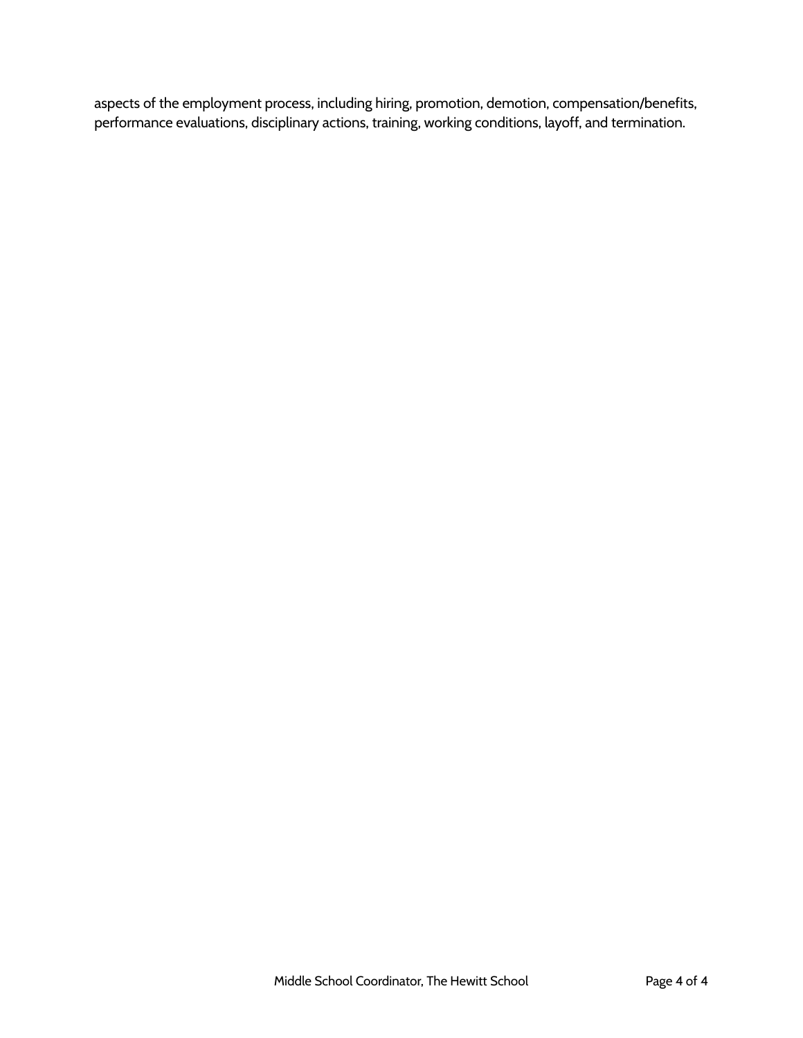aspects of the employment process, including hiring, promotion, demotion, compensation/benefits, performance evaluations, disciplinary actions, training, working conditions, layoff, and termination.